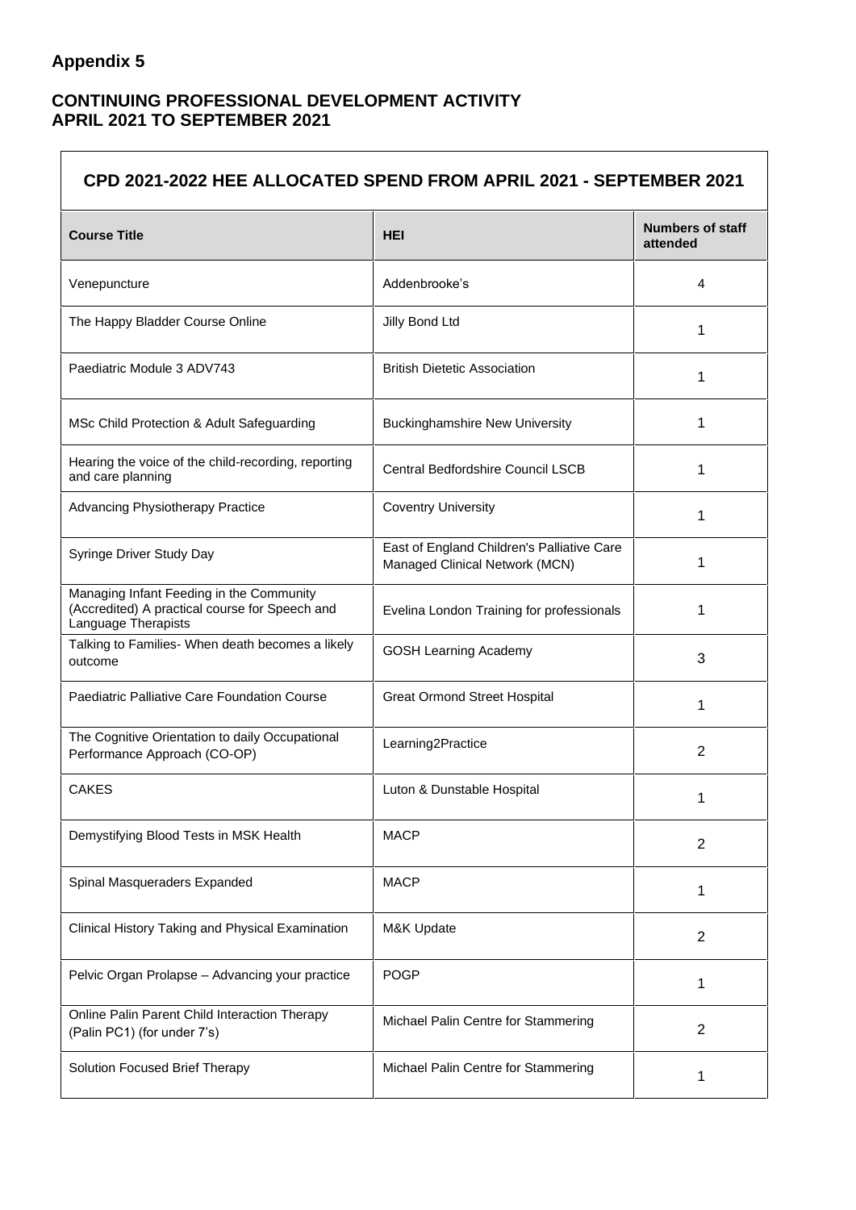## Appendix 5

### CONTINUING PROFESSIONAL DEVELOPMENT ACTIVITY APRIL 2021 TO SEPTEMBER 2021

| CPD 2021-2022 HEE ALLOCATED SPEND FROM APRIL 2021 - SEPTEMBER 2021 | | |
|---|---|---|
| **Course Title** | **HEI** | **Numbers of staff attended** |
| Venepuncture | Addenbrooke's | 4 |
| The Happy Bladder Course Online | Jilly Bond Ltd | 1 |
| Paediatric Module 3 ADV743 | British Dietetic Association | 1 |
| MSc Child Protection & Adult Safeguarding | Buckinghamshire New University | 1 |
| Hearing the voice of the child-recording, reporting and care planning | Central Bedfordshire Council LSCB | 1 |
| Advancing Physiotherapy Practice | Coventry University | 1 |
| Syringe Driver Study Day | East of England Children's Palliative Care Managed Clinical Network (MCN) | 1 |
| Managing Infant Feeding in the Community (Accredited) A practical course for Speech and Language Therapists | Evelina London Training for professionals | 1 |
| Talking to Families- When death becomes a likely outcome | GOSH Learning Academy | 3 |
| Paediatric Palliative Care Foundation Course | Great Ormond Street Hospital | 1 |
| The Cognitive Orientation to daily Occupational Performance Approach (CO-OP) | Learning2Practice | 2 |
| CAKES | Luton & Dunstable Hospital | 1 |
| Demystifying Blood Tests in MSK Health | MACP | 2 |
| Spinal Masqueraders Expanded | MACP | 1 |
| Clinical History Taking and Physical Examination | M&K Update | 2 |
| Pelvic Organ Prolapse – Advancing your practice | POGP | 1 |
| Online Palin Parent Child Interaction Therapy (Palin PC1) (for under 7's) | Michael Palin Centre for Stammering | 2 |
| Solution Focused Brief Therapy | Michael Palin Centre for Stammering | 1 |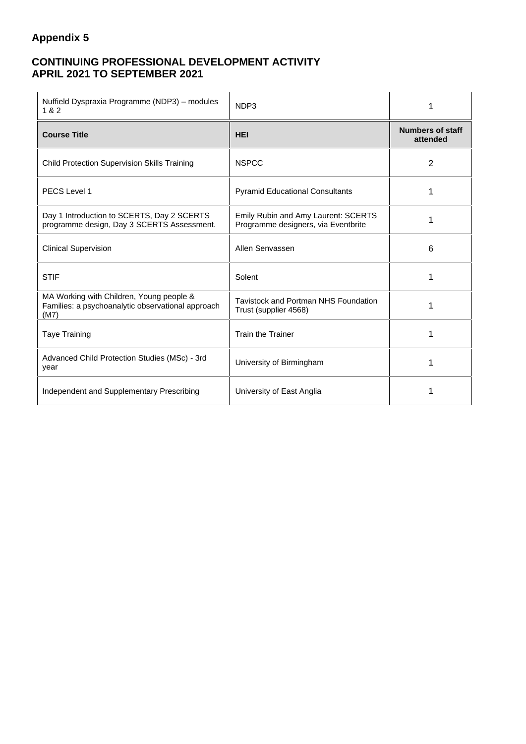## Appendix 5

### CONTINUING PROFESSIONAL DEVELOPMENT ACTIVITY
### APRIL 2021 TO SEPTEMBER 2021

| Course Title | HEI | Numbers of staff attended |
|---|---|---|
| Nuffield Dyspraxia Programme (NDP3) – modules 1 & 2 | NDP3 | 1 |
| Child Protection Supervision Skills Training | NSPCC | 2 |
| PECS Level 1 | Pyramid Educational Consultants | 1 |
| Day 1 Introduction to SCERTS, Day 2 SCERTS programme design, Day 3 SCERTS Assessment. | Emily Rubin and Amy Laurent: SCERTS Programme designers, via Eventbrite | 1 |
| Clinical Supervision | Allen Senvassen | 6 |
| STIF | Solent | 1 |
| MA Working with Children, Young people & Families: a psychoanalytic observational approach (M7) | Tavistock and Portman NHS Foundation Trust (supplier 4568) | 1 |
| Taye Training | Train the Trainer | 1 |
| Advanced Child Protection Studies (MSc) - 3rd year | University of Birmingham | 1 |
| Independent and Supplementary Prescribing | University of East Anglia | 1 |